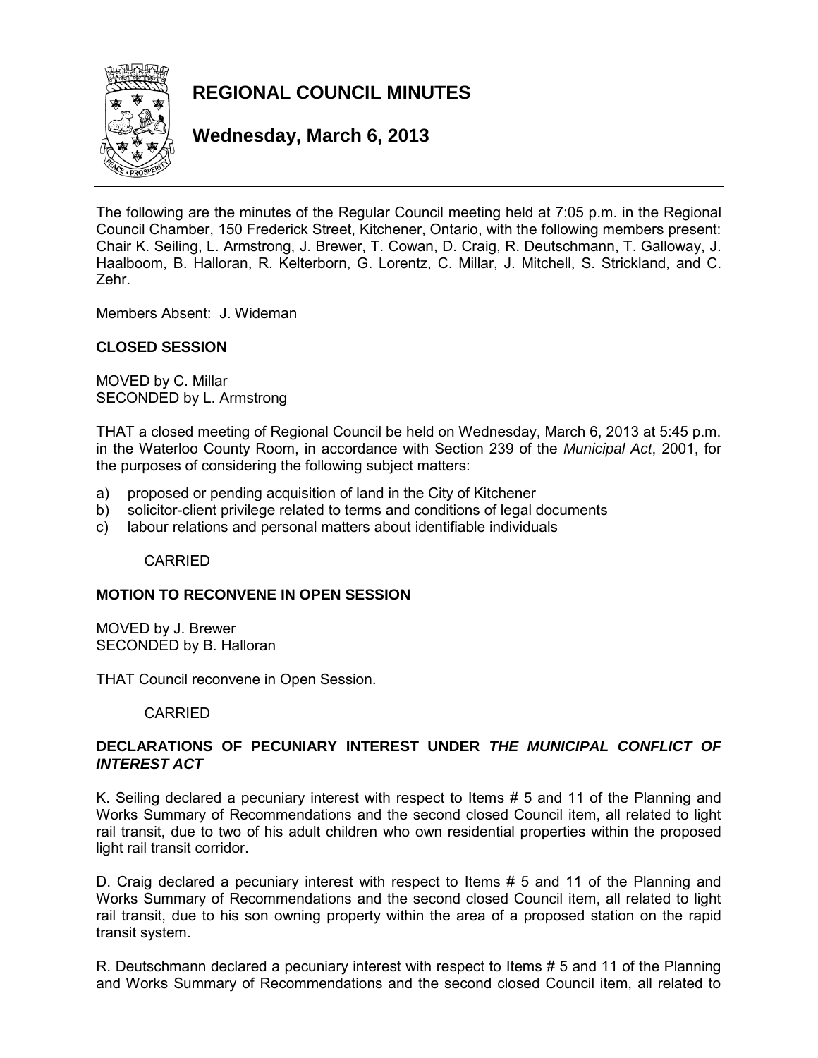# REGIONAL COUNCIL MINUTES

## Wednesday, March 6, 2013

The following are the minutes of the Regular Council meeting held at 7:05 p.m. in the Regional Council Chamber, 150 Frederick Street, Kitchener, Ontario, with the following members present: Chair K. Seiling, L. Armstrong, J. Brewer, T. Cowan, D. Craig, R. Deutschmann, T. Galloway, J. Haalboom, B. Halloran, R. Kelterborn, G. Lorentz, C. Millar, J. Mitchell, S. Strickland, and C. Zehr.

Members Absent: J. Wideman

**CLOSED SESSION**

MOVED by C. Millar
SECONDED by L. Armstrong

THAT a closed meeting of Regional Council be held on Wednesday, March 6, 2013 at 5:45 p.m. in the Waterloo County Room, in accordance with Section 239 of the *Municipal Act*, 2001, for the purposes of considering the following subject matters:

a) proposed or pending acquisition of land in the City of Kitchener
b) solicitor-client privilege related to terms and conditions of legal documents
c) labour relations and personal matters about identifiable individuals

CARRIED

**MOTION TO RECONVENE IN OPEN SESSION**

MOVED by J. Brewer
SECONDED by B. Halloran

THAT Council reconvene in Open Session.

CARRIED

**DECLARATIONS OF PECUNIARY INTEREST UNDER *THE MUNICIPAL CONFLICT OF INTEREST ACT***

K. Seiling declared a pecuniary interest with respect to Items # 5 and 11 of the Planning and Works Summary of Recommendations and the second closed Council item, all related to light rail transit, due to two of his adult children who own residential properties within the proposed light rail transit corridor.

D. Craig declared a pecuniary interest with respect to Items # 5 and 11 of the Planning and Works Summary of Recommendations and the second closed Council item, all related to light rail transit, due to his son owning property within the area of a proposed station on the rapid transit system.

R. Deutschmann declared a pecuniary interest with respect to Items # 5 and 11 of the Planning and Works Summary of Recommendations and the second closed Council item, all related to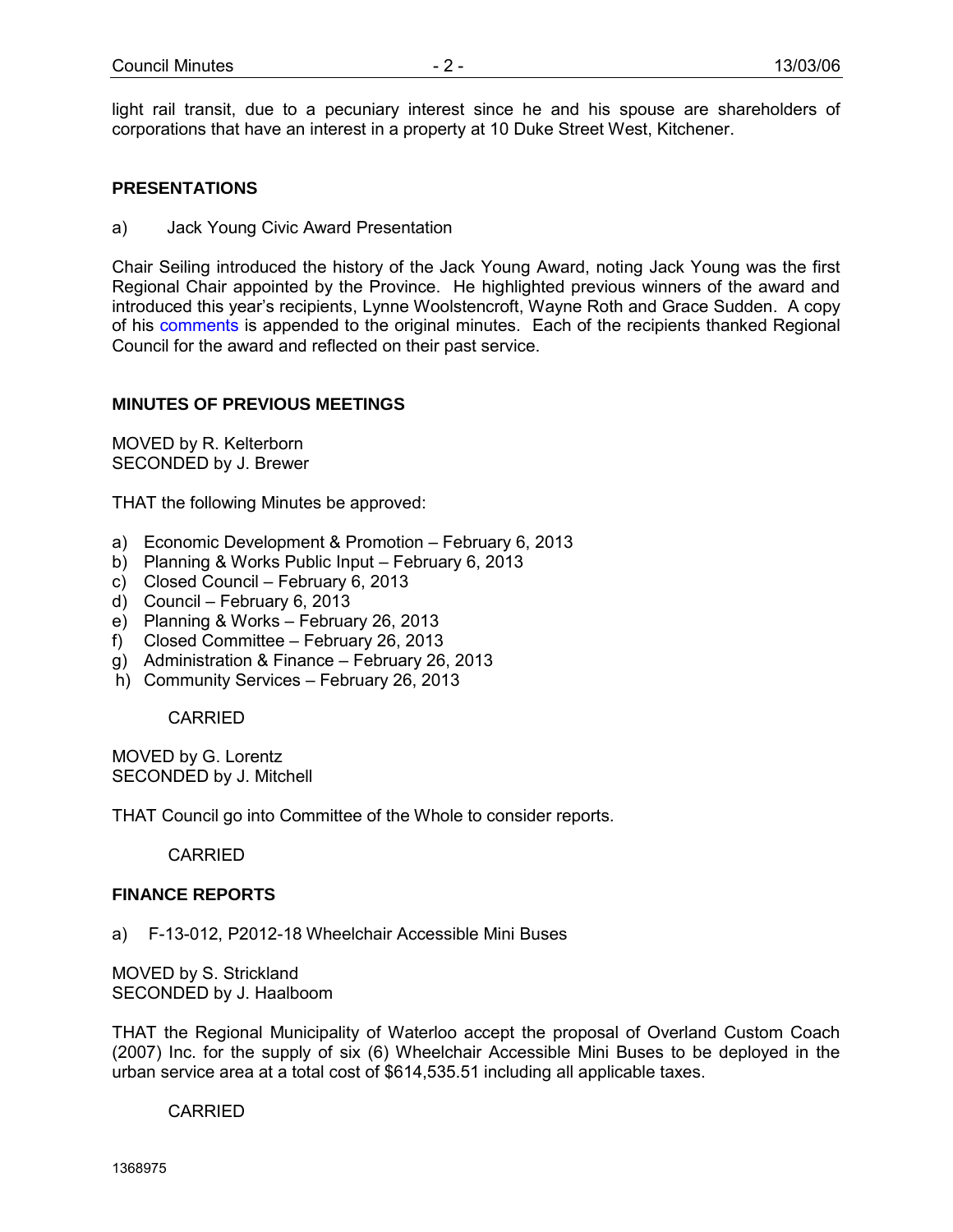light rail transit, due to a pecuniary interest since he and his spouse are shareholders of corporations that have an interest in a property at 10 Duke Street West, Kitchener.

## PRESENTATIONS

a) Jack Young Civic Award Presentation

Chair Seiling introduced the history of the Jack Young Award, noting Jack Young was the first Regional Chair appointed by the Province. He highlighted previous winners of the award and introduced this year's recipients, Lynne Woolstencroft, Wayne Roth and Grace Sudden. A copy of his comments is appended to the original minutes. Each of the recipients thanked Regional Council for the award and reflected on their past service.

## MINUTES OF PREVIOUS MEETINGS

MOVED by R. Kelterborn
SECONDED by J. Brewer

THAT the following Minutes be approved:

a) Economic Development & Promotion – February 6, 2013
b) Planning & Works Public Input – February 6, 2013
c) Closed Council – February 6, 2013
d) Council – February 6, 2013
e) Planning & Works – February 26, 2013
f) Closed Committee – February 26, 2013
g) Administration & Finance – February 26, 2013
h) Community Services – February 26, 2013

CARRIED

MOVED by G. Lorentz
SECONDED by J. Mitchell

THAT Council go into Committee of the Whole to consider reports.

CARRIED

## FINANCE REPORTS

a) F-13-012, P2012-18 Wheelchair Accessible Mini Buses

MOVED by S. Strickland
SECONDED by J. Haalboom

THAT the Regional Municipality of Waterloo accept the proposal of Overland Custom Coach (2007) Inc. for the supply of six (6) Wheelchair Accessible Mini Buses to be deployed in the urban service area at a total cost of $614,535.51 including all applicable taxes.

CARRIED

1368975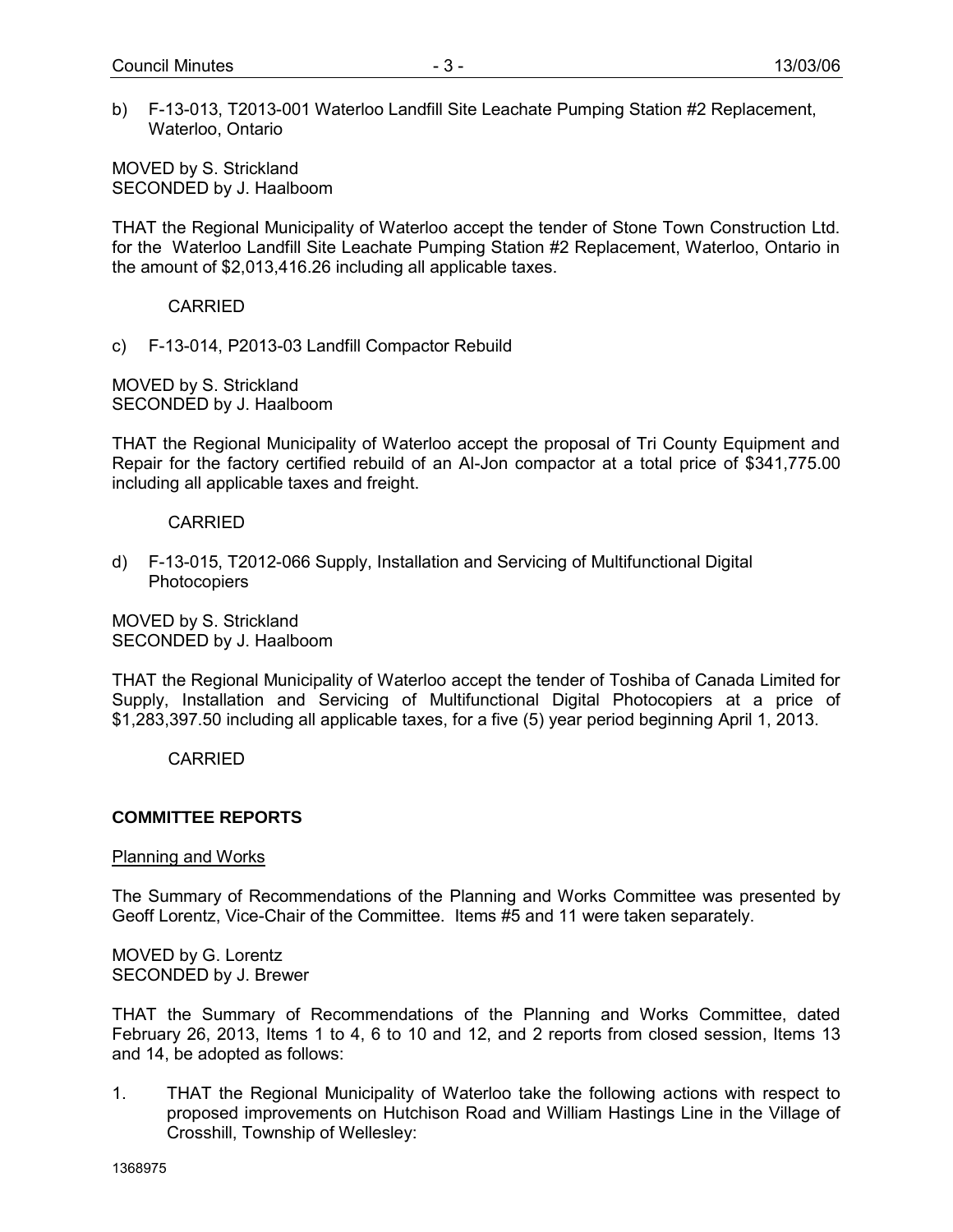b) F-13-013, T2013-001 Waterloo Landfill Site Leachate Pumping Station #2 Replacement, Waterloo, Ontario

MOVED by S. Strickland
SECONDED by J. Haalboom

THAT the Regional Municipality of Waterloo accept the tender of Stone Town Construction Ltd. for the Waterloo Landfill Site Leachate Pumping Station #2 Replacement, Waterloo, Ontario in the amount of $2,013,416.26 including all applicable taxes.

CARRIED

c) F-13-014, P2013-03 Landfill Compactor Rebuild

MOVED by S. Strickland
SECONDED by J. Haalboom

THAT the Regional Municipality of Waterloo accept the proposal of Tri County Equipment and Repair for the factory certified rebuild of an Al-Jon compactor at a total price of $341,775.00 including all applicable taxes and freight.

CARRIED

d) F-13-015, T2012-066 Supply, Installation and Servicing of Multifunctional Digital Photocopiers

MOVED by S. Strickland
SECONDED by J. Haalboom

THAT the Regional Municipality of Waterloo accept the tender of Toshiba of Canada Limited for Supply, Installation and Servicing of Multifunctional Digital Photocopiers at a price of $1,283,397.50 including all applicable taxes, for a five (5) year period beginning April 1, 2013.

CARRIED

## COMMITTEE REPORTS

Planning and Works

The Summary of Recommendations of the Planning and Works Committee was presented by Geoff Lorentz, Vice-Chair of the Committee. Items #5 and 11 were taken separately.

MOVED by G. Lorentz
SECONDED by J. Brewer

THAT the Summary of Recommendations of the Planning and Works Committee, dated February 26, 2013, Items 1 to 4, 6 to 10 and 12, and 2 reports from closed session, Items 13 and 14, be adopted as follows:

1. THAT the Regional Municipality of Waterloo take the following actions with respect to proposed improvements on Hutchison Road and William Hastings Line in the Village of Crosshill, Township of Wellesley:

1368975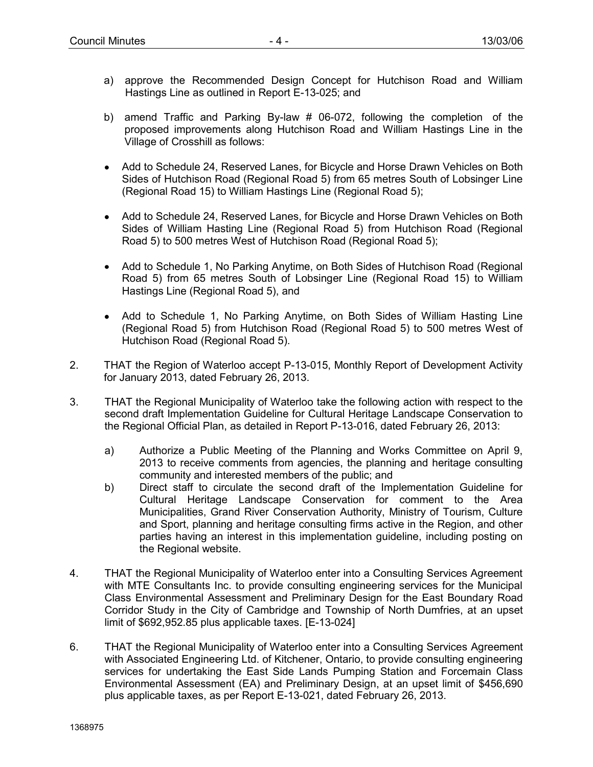a) approve the Recommended Design Concept for Hutchison Road and William Hastings Line as outlined in Report E-13-025; and

b) amend Traffic and Parking By-law # 06-072, following the completion of the proposed improvements along Hutchison Road and William Hastings Line in the Village of Crosshill as follows:

- Add to Schedule 24, Reserved Lanes, for Bicycle and Horse Drawn Vehicles on Both Sides of Hutchison Road (Regional Road 5) from 65 metres South of Lobsinger Line (Regional Road 15) to William Hastings Line (Regional Road 5);
- Add to Schedule 24, Reserved Lanes, for Bicycle and Horse Drawn Vehicles on Both Sides of William Hasting Line (Regional Road 5) from Hutchison Road (Regional Road 5) to 500 metres West of Hutchison Road (Regional Road 5);
- Add to Schedule 1, No Parking Anytime, on Both Sides of Hutchison Road (Regional Road 5) from 65 metres South of Lobsinger Line (Regional Road 15) to William Hastings Line (Regional Road 5), and
- Add to Schedule 1, No Parking Anytime, on Both Sides of William Hasting Line (Regional Road 5) from Hutchison Road (Regional Road 5) to 500 metres West of Hutchison Road (Regional Road 5).

2. THAT the Region of Waterloo accept P-13-015, Monthly Report of Development Activity for January 2013, dated February 26, 2013.

3. THAT the Regional Municipality of Waterloo take the following action with respect to the second draft Implementation Guideline for Cultural Heritage Landscape Conservation to the Regional Official Plan, as detailed in Report P-13-016, dated February 26, 2013:

   a) Authorize a Public Meeting of the Planning and Works Committee on April 9, 2013 to receive comments from agencies, the planning and heritage consulting community and interested members of the public; and
   b) Direct staff to circulate the second draft of the Implementation Guideline for Cultural Heritage Landscape Conservation for comment to the Area Municipalities, Grand River Conservation Authority, Ministry of Tourism, Culture and Sport, planning and heritage consulting firms active in the Region, and other parties having an interest in this implementation guideline, including posting on the Regional website.

4. THAT the Regional Municipality of Waterloo enter into a Consulting Services Agreement with MTE Consultants Inc. to provide consulting engineering services for the Municipal Class Environmental Assessment and Preliminary Design for the East Boundary Road Corridor Study in the City of Cambridge and Township of North Dumfries, at an upset limit of $692,952.85 plus applicable taxes. [E-13-024]

6. THAT the Regional Municipality of Waterloo enter into a Consulting Services Agreement with Associated Engineering Ltd. of Kitchener, Ontario, to provide consulting engineering services for undertaking the East Side Lands Pumping Station and Forcemain Class Environmental Assessment (EA) and Preliminary Design, at an upset limit of $456,690 plus applicable taxes, as per Report E-13-021, dated February 26, 2013.

1368975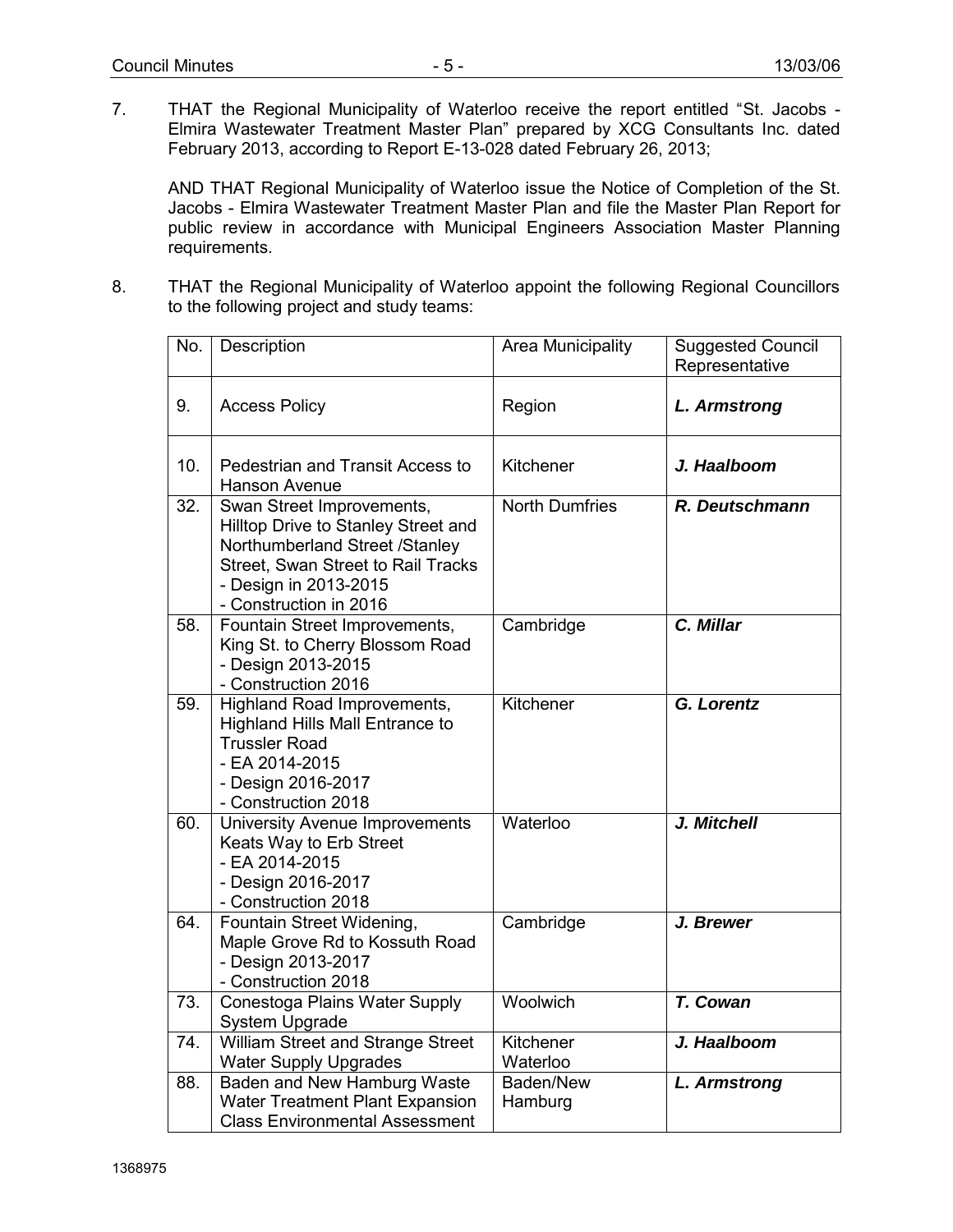7. THAT the Regional Municipality of Waterloo receive the report entitled "St. Jacobs - Elmira Wastewater Treatment Master Plan" prepared by XCG Consultants Inc. dated February 2013, according to Report E-13-028 dated February 26, 2013;

   AND THAT Regional Municipality of Waterloo issue the Notice of Completion of the St. Jacobs - Elmira Wastewater Treatment Master Plan and file the Master Plan Report for public review in accordance with Municipal Engineers Association Master Planning requirements.

8. THAT the Regional Municipality of Waterloo appoint the following Regional Councillors to the following project and study teams:

| No. | Description | Area Municipality | Suggested Council Representative |
|---|---|---|---|
| 9. | Access Policy | Region | ***L. Armstrong*** |
| 10. | Pedestrian and Transit Access to Hanson Avenue | Kitchener | ***J. Haalboom*** |
| 32. | Swan Street Improvements, Hilltop Drive to Stanley Street and Northumberland Street /Stanley Street, Swan Street to Rail Tracks<br>- Design in 2013-2015<br>- Construction in 2016 | North Dumfries | ***R. Deutschmann*** |
| 58. | Fountain Street Improvements, King St. to Cherry Blossom Road<br>- Design 2013-2015<br>- Construction 2016 | Cambridge | ***C. Millar*** |
| 59. | Highland Road Improvements, Highland Hills Mall Entrance to Trussler Road<br>- EA 2014-2015<br>- Design 2016-2017<br>- Construction 2018 | Kitchener | ***G. Lorentz*** |
| 60. | University Avenue Improvements Keats Way to Erb Street<br>- EA 2014-2015<br>- Design 2016-2017<br>- Construction 2018 | Waterloo | ***J. Mitchell*** |
| 64. | Fountain Street Widening, Maple Grove Rd to Kossuth Road<br>- Design 2013-2017<br>- Construction 2018 | Cambridge | ***J. Brewer*** |
| 73. | Conestoga Plains Water Supply System Upgrade | Woolwich | ***T. Cowan*** |
| 74. | William Street and Strange Street Water Supply Upgrades | Kitchener Waterloo | ***J. Haalboom*** |
| 88. | Baden and New Hamburg Waste Water Treatment Plant Expansion Class Environmental Assessment | Baden/New Hamburg | ***L. Armstrong*** |

1368975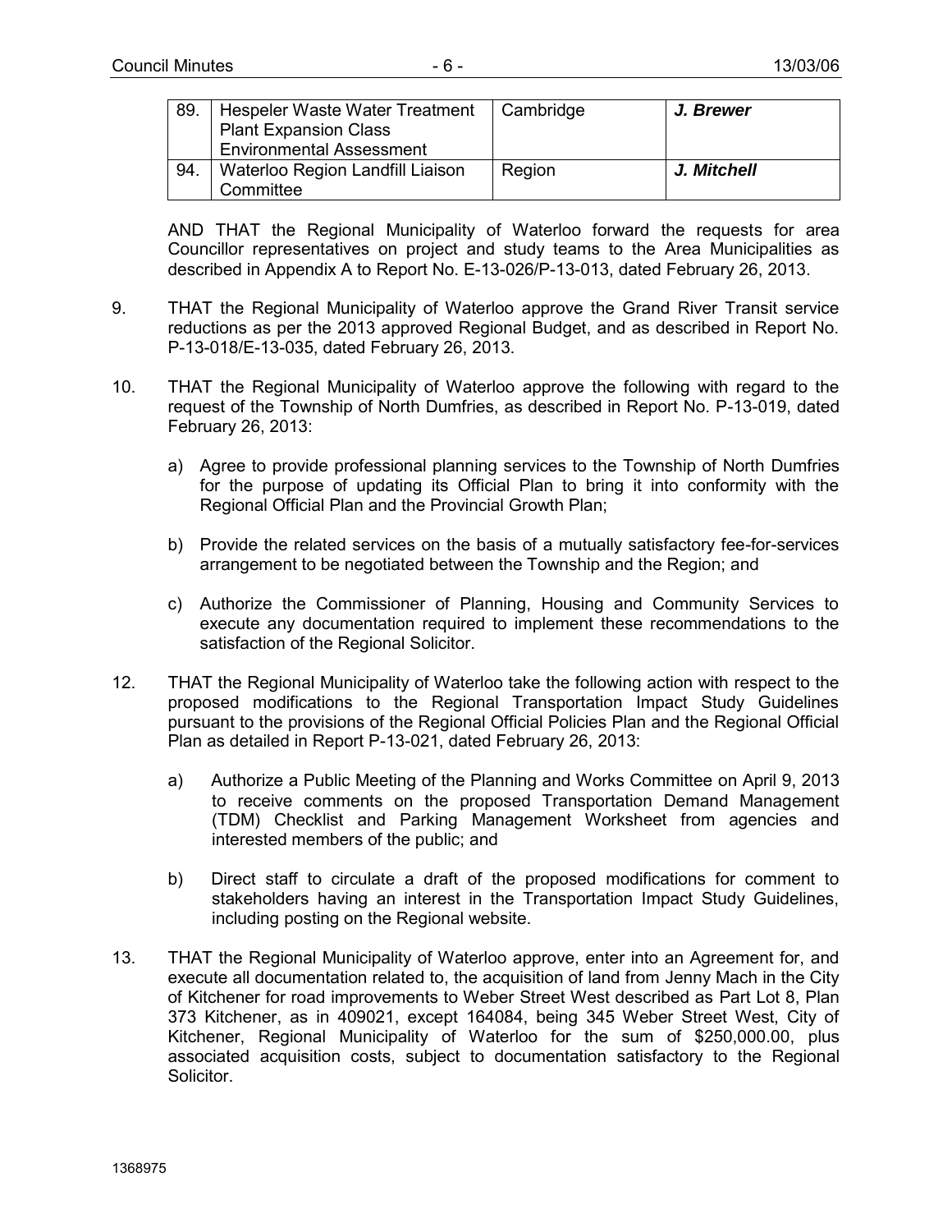| 89. | Hespeler Waste Water Treatment Plant Expansion Class Environmental Assessment | Cambridge | ***J. Brewer*** |
|---|---|---|---|
| 94. | Waterloo Region Landfill Liaison Committee | Region | ***J. Mitchell*** |

AND THAT the Regional Municipality of Waterloo forward the requests for area Councillor representatives on project and study teams to the Area Municipalities as described in Appendix A to Report No. E-13-026/P-13-013, dated February 26, 2013.

9. THAT the Regional Municipality of Waterloo approve the Grand River Transit service reductions as per the 2013 approved Regional Budget, and as described in Report No. P-13-018/E-13-035, dated February 26, 2013.

10. THAT the Regional Municipality of Waterloo approve the following with regard to the request of the Township of North Dumfries, as described in Report No. P-13-019, dated February 26, 2013:

    a) Agree to provide professional planning services to the Township of North Dumfries for the purpose of updating its Official Plan to bring it into conformity with the Regional Official Plan and the Provincial Growth Plan;

    b) Provide the related services on the basis of a mutually satisfactory fee-for-services arrangement to be negotiated between the Township and the Region; and

    c) Authorize the Commissioner of Planning, Housing and Community Services to execute any documentation required to implement these recommendations to the satisfaction of the Regional Solicitor.

12. THAT the Regional Municipality of Waterloo take the following action with respect to the proposed modifications to the Regional Transportation Impact Study Guidelines pursuant to the provisions of the Regional Official Policies Plan and the Regional Official Plan as detailed in Report P-13-021, dated February 26, 2013:

    a) Authorize a Public Meeting of the Planning and Works Committee on April 9, 2013 to receive comments on the proposed Transportation Demand Management (TDM) Checklist and Parking Management Worksheet from agencies and interested members of the public; and

    b) Direct staff to circulate a draft of the proposed modifications for comment to stakeholders having an interest in the Transportation Impact Study Guidelines, including posting on the Regional website.

13. THAT the Regional Municipality of Waterloo approve, enter into an Agreement for, and execute all documentation related to, the acquisition of land from Jenny Mach in the City of Kitchener for road improvements to Weber Street West described as Part Lot 8, Plan 373 Kitchener, as in 409021, except 164084, being 345 Weber Street West, City of Kitchener, Regional Municipality of Waterloo for the sum of $250,000.00, plus associated acquisition costs, subject to documentation satisfactory to the Regional Solicitor.

1368975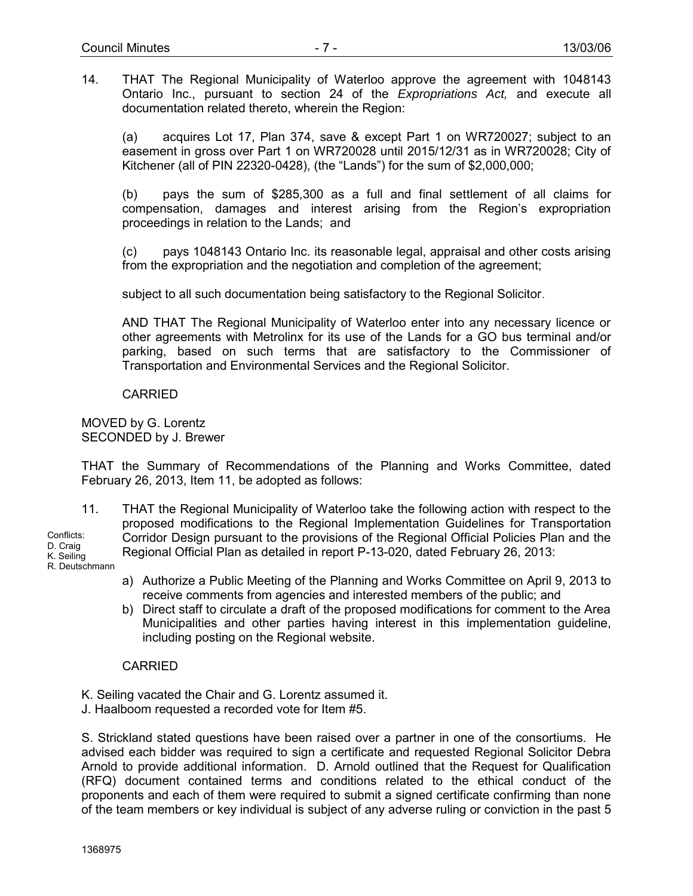14. THAT The Regional Municipality of Waterloo approve the agreement with 1048143 Ontario Inc., pursuant to section 24 of the *Expropriations Act,* and execute all documentation related thereto, wherein the Region:

    (a) acquires Lot 17, Plan 374, save & except Part 1 on WR720027; subject to an easement in gross over Part 1 on WR720028 until 2015/12/31 as in WR720028; City of Kitchener (all of PIN 22320-0428), (the "Lands") for the sum of $2,000,000;

    (b) pays the sum of $285,300 as a full and final settlement of all claims for compensation, damages and interest arising from the Region's expropriation proceedings in relation to the Lands; and

    (c) pays 1048143 Ontario Inc. its reasonable legal, appraisal and other costs arising from the expropriation and the negotiation and completion of the agreement;

    subject to all such documentation being satisfactory to the Regional Solicitor.

    AND THAT The Regional Municipality of Waterloo enter into any necessary licence or other agreements with Metrolinx for its use of the Lands for a GO bus terminal and/or parking, based on such terms that are satisfactory to the Commissioner of Transportation and Environmental Services and the Regional Solicitor.

    CARRIED

MOVED by G. Lorentz
SECONDED by J. Brewer

THAT the Summary of Recommendations of the Planning and Works Committee, dated February 26, 2013, Item 11, be adopted as follows:

Conflicts:
D. Craig
K. Seiling
R. Deutschmann

11. THAT the Regional Municipality of Waterloo take the following action with respect to the proposed modifications to the Regional Implementation Guidelines for Transportation Corridor Design pursuant to the provisions of the Regional Official Policies Plan and the Regional Official Plan as detailed in report P-13-020, dated February 26, 2013:

    a) Authorize a Public Meeting of the Planning and Works Committee on April 9, 2013 to receive comments from agencies and interested members of the public; and
    b) Direct staff to circulate a draft of the proposed modifications for comment to the Area Municipalities and other parties having interest in this implementation guideline, including posting on the Regional website.

    CARRIED

K. Seiling vacated the Chair and G. Lorentz assumed it.
J. Haalboom requested a recorded vote for Item #5.

S. Strickland stated questions have been raised over a partner in one of the consortiums. He advised each bidder was required to sign a certificate and requested Regional Solicitor Debra Arnold to provide additional information. D. Arnold outlined that the Request for Qualification (RFQ) document contained terms and conditions related to the ethical conduct of the proponents and each of them were required to submit a signed certificate confirming than none of the team members or key individual is subject of any adverse ruling or conviction in the past 5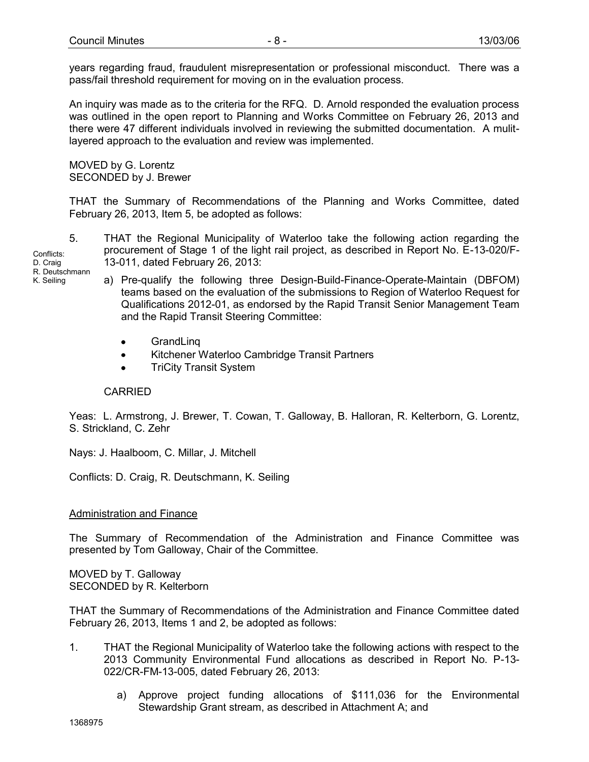years regarding fraud, fraudulent misrepresentation or professional misconduct. There was a pass/fail threshold requirement for moving on in the evaluation process.

An inquiry was made as to the criteria for the RFQ. D. Arnold responded the evaluation process was outlined in the open report to Planning and Works Committee on February 26, 2013 and there were 47 different individuals involved in reviewing the submitted documentation. A mulit-layered approach to the evaluation and review was implemented.

MOVED by G. Lorentz
SECONDED by J. Brewer

THAT the Summary of Recommendations of the Planning and Works Committee, dated February 26, 2013, Item 5, be adopted as follows:

Conflicts:
D. Craig
R. Deutschmann
K. Seiling

5. THAT the Regional Municipality of Waterloo take the following action regarding the procurement of Stage 1 of the light rail project, as described in Report No. E-13-020/F-13-011, dated February 26, 2013:

   a) Pre-qualify the following three Design-Build-Finance-Operate-Maintain (DBFOM) teams based on the evaluation of the submissions to Region of Waterloo Request for Qualifications 2012-01, as endorsed by the Rapid Transit Senior Management Team and the Rapid Transit Steering Committee:

      - GrandLinq
      - Kitchener Waterloo Cambridge Transit Partners
      - TriCity Transit System

   CARRIED

Yeas: L. Armstrong, J. Brewer, T. Cowan, T. Galloway, B. Halloran, R. Kelterborn, G. Lorentz, S. Strickland, C. Zehr

Nays: J. Haalboom, C. Millar, J. Mitchell

Conflicts: D. Craig, R. Deutschmann, K. Seiling

## Administration and Finance

The Summary of Recommendation of the Administration and Finance Committee was presented by Tom Galloway, Chair of the Committee.

MOVED by T. Galloway
SECONDED by R. Kelterborn

THAT the Summary of Recommendations of the Administration and Finance Committee dated February 26, 2013, Items 1 and 2, be adopted as follows:

1. THAT the Regional Municipality of Waterloo take the following actions with respect to the 2013 Community Environmental Fund allocations as described in Report No. P-13-022/CR-FM-13-005, dated February 26, 2013:

   a) Approve project funding allocations of $111,036 for the Environmental Stewardship Grant stream, as described in Attachment A; and

1368975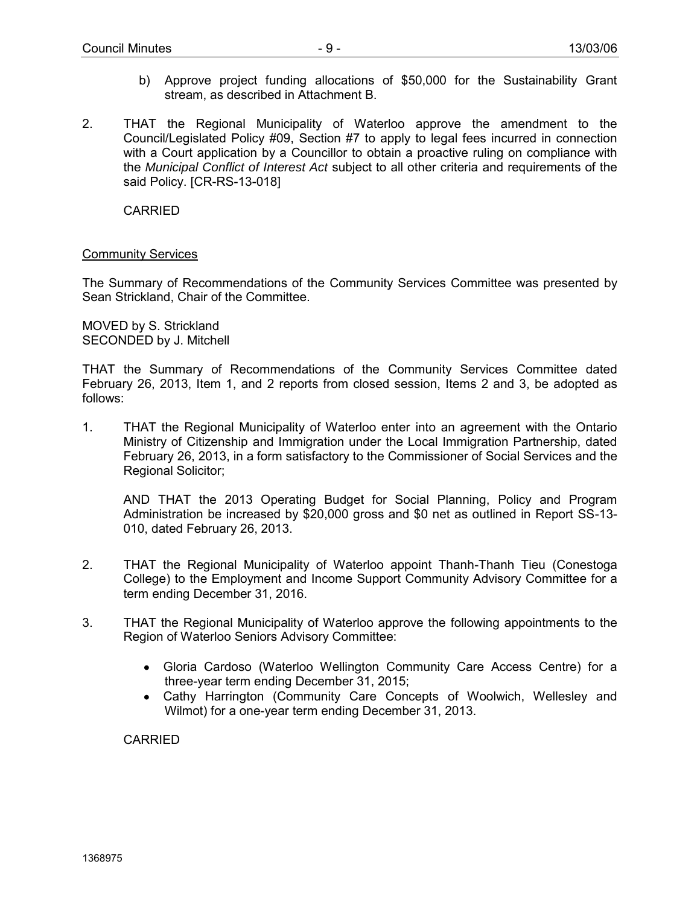b) Approve project funding allocations of $50,000 for the Sustainability Grant stream, as described in Attachment B.

2. THAT the Regional Municipality of Waterloo approve the amendment to the Council/Legislated Policy #09, Section #7 to apply to legal fees incurred in connection with a Court application by a Councillor to obtain a proactive ruling on compliance with the *Municipal Conflict of Interest Act* subject to all other criteria and requirements of the said Policy. [CR-RS-13-018]

CARRIED

Community Services

The Summary of Recommendations of the Community Services Committee was presented by Sean Strickland, Chair of the Committee.

MOVED by S. Strickland
SECONDED by J. Mitchell

THAT the Summary of Recommendations of the Community Services Committee dated February 26, 2013, Item 1, and 2 reports from closed session, Items 2 and 3, be adopted as follows:

1. THAT the Regional Municipality of Waterloo enter into an agreement with the Ontario Ministry of Citizenship and Immigration under the Local Immigration Partnership, dated February 26, 2013, in a form satisfactory to the Commissioner of Social Services and the Regional Solicitor;

   AND THAT the 2013 Operating Budget for Social Planning, Policy and Program Administration be increased by $20,000 gross and $0 net as outlined in Report SS-13-010, dated February 26, 2013.

2. THAT the Regional Municipality of Waterloo appoint Thanh-Thanh Tieu (Conestoga College) to the Employment and Income Support Community Advisory Committee for a term ending December 31, 2016.

3. THAT the Regional Municipality of Waterloo approve the following appointments to the Region of Waterloo Seniors Advisory Committee:

   - Gloria Cardoso (Waterloo Wellington Community Care Access Centre) for a three-year term ending December 31, 2015;
   - Cathy Harrington (Community Care Concepts of Woolwich, Wellesley and Wilmot) for a one-year term ending December 31, 2013.

CARRIED

1368975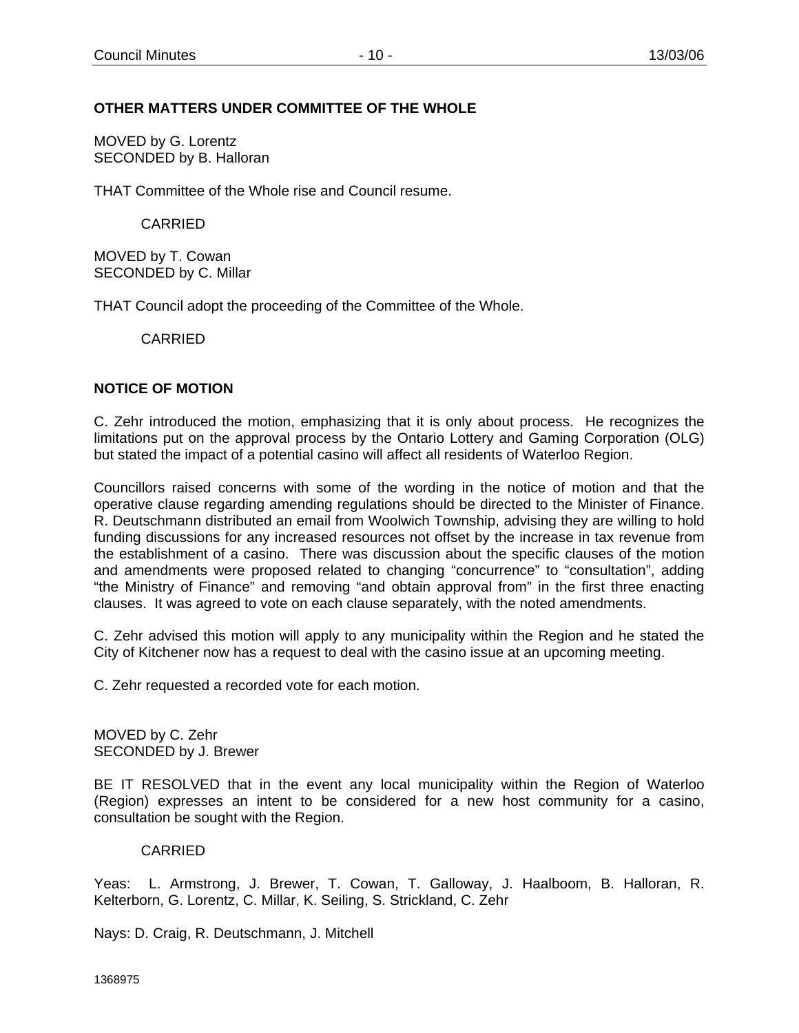**OTHER MATTERS UNDER COMMITTEE OF THE WHOLE**

MOVED by G. Lorentz
SECONDED by B. Halloran

THAT Committee of the Whole rise and Council resume.

CARRIED

MOVED by T. Cowan
SECONDED by C. Millar

THAT Council adopt the proceeding of the Committee of the Whole.

CARRIED

**NOTICE OF MOTION**

C. Zehr introduced the motion, emphasizing that it is only about process. He recognizes the limitations put on the approval process by the Ontario Lottery and Gaming Corporation (OLG) but stated the impact of a potential casino will affect all residents of Waterloo Region.

Councillors raised concerns with some of the wording in the notice of motion and that the operative clause regarding amending regulations should be directed to the Minister of Finance. R. Deutschmann distributed an email from Woolwich Township, advising they are willing to hold funding discussions for any increased resources not offset by the increase in tax revenue from the establishment of a casino. There was discussion about the specific clauses of the motion and amendments were proposed related to changing "concurrence" to "consultation", adding "the Ministry of Finance" and removing "and obtain approval from" in the first three enacting clauses. It was agreed to vote on each clause separately, with the noted amendments.

C. Zehr advised this motion will apply to any municipality within the Region and he stated the City of Kitchener now has a request to deal with the casino issue at an upcoming meeting.

C. Zehr requested a recorded vote for each motion.

MOVED by C. Zehr
SECONDED by J. Brewer

BE IT RESOLVED that in the event any local municipality within the Region of Waterloo (Region) expresses an intent to be considered for a new host community for a casino, consultation be sought with the Region.

CARRIED

Yeas: L. Armstrong, J. Brewer, T. Cowan, T. Galloway, J. Haalboom, B. Halloran, R. Kelterborn, G. Lorentz, C. Millar, K. Seiling, S. Strickland, C. Zehr

Nays: D. Craig, R. Deutschmann, J. Mitchell

1368975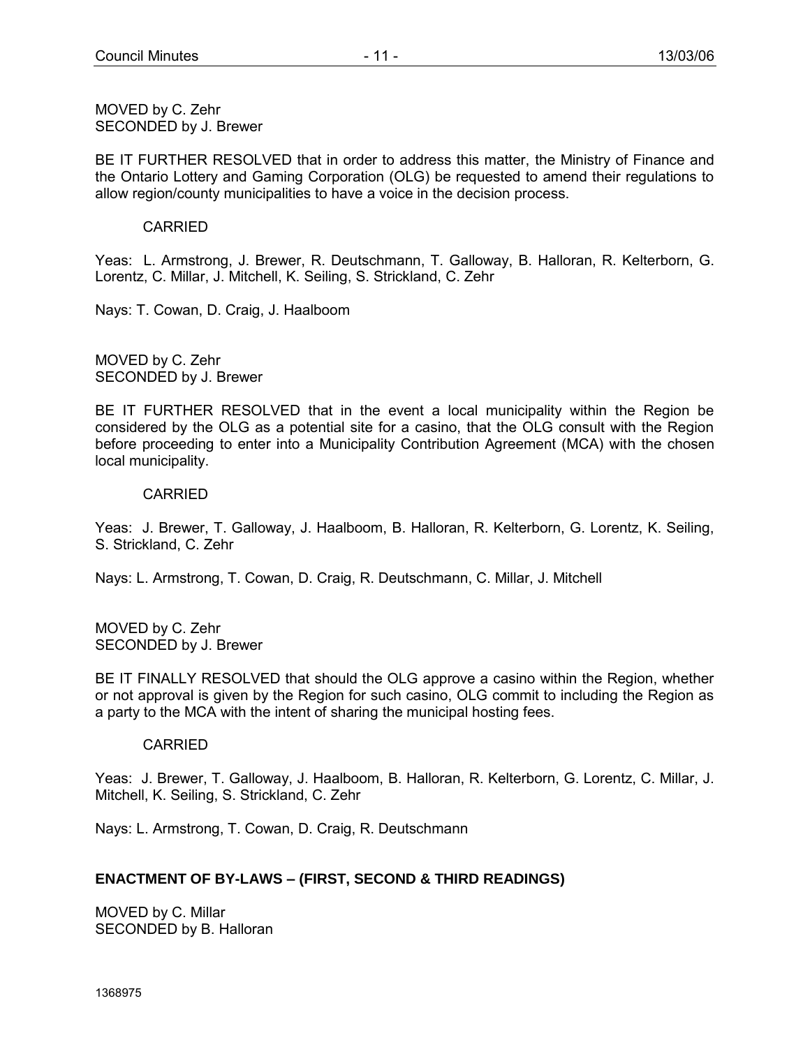MOVED by C. Zehr
SECONDED by J. Brewer

BE IT FURTHER RESOLVED that in order to address this matter, the Ministry of Finance and the Ontario Lottery and Gaming Corporation (OLG) be requested to amend their regulations to allow region/county municipalities to have a voice in the decision process.

CARRIED

Yeas: L. Armstrong, J. Brewer, R. Deutschmann, T. Galloway, B. Halloran, R. Kelterborn, G. Lorentz, C. Millar, J. Mitchell, K. Seiling, S. Strickland, C. Zehr

Nays: T. Cowan, D. Craig, J. Haalboom

MOVED by C. Zehr
SECONDED by J. Brewer

BE IT FURTHER RESOLVED that in the event a local municipality within the Region be considered by the OLG as a potential site for a casino, that the OLG consult with the Region before proceeding to enter into a Municipality Contribution Agreement (MCA) with the chosen local municipality.

CARRIED

Yeas: J. Brewer, T. Galloway, J. Haalboom, B. Halloran, R. Kelterborn, G. Lorentz, K. Seiling, S. Strickland, C. Zehr

Nays: L. Armstrong, T. Cowan, D. Craig, R. Deutschmann, C. Millar, J. Mitchell

MOVED by C. Zehr
SECONDED by J. Brewer

BE IT FINALLY RESOLVED that should the OLG approve a casino within the Region, whether or not approval is given by the Region for such casino, OLG commit to including the Region as a party to the MCA with the intent of sharing the municipal hosting fees.

CARRIED

Yeas: J. Brewer, T. Galloway, J. Haalboom, B. Halloran, R. Kelterborn, G. Lorentz, C. Millar, J. Mitchell, K. Seiling, S. Strickland, C. Zehr

Nays: L. Armstrong, T. Cowan, D. Craig, R. Deutschmann

## ENACTMENT OF BY-LAWS – (FIRST, SECOND & THIRD READINGS)

MOVED by C. Millar
SECONDED by B. Halloran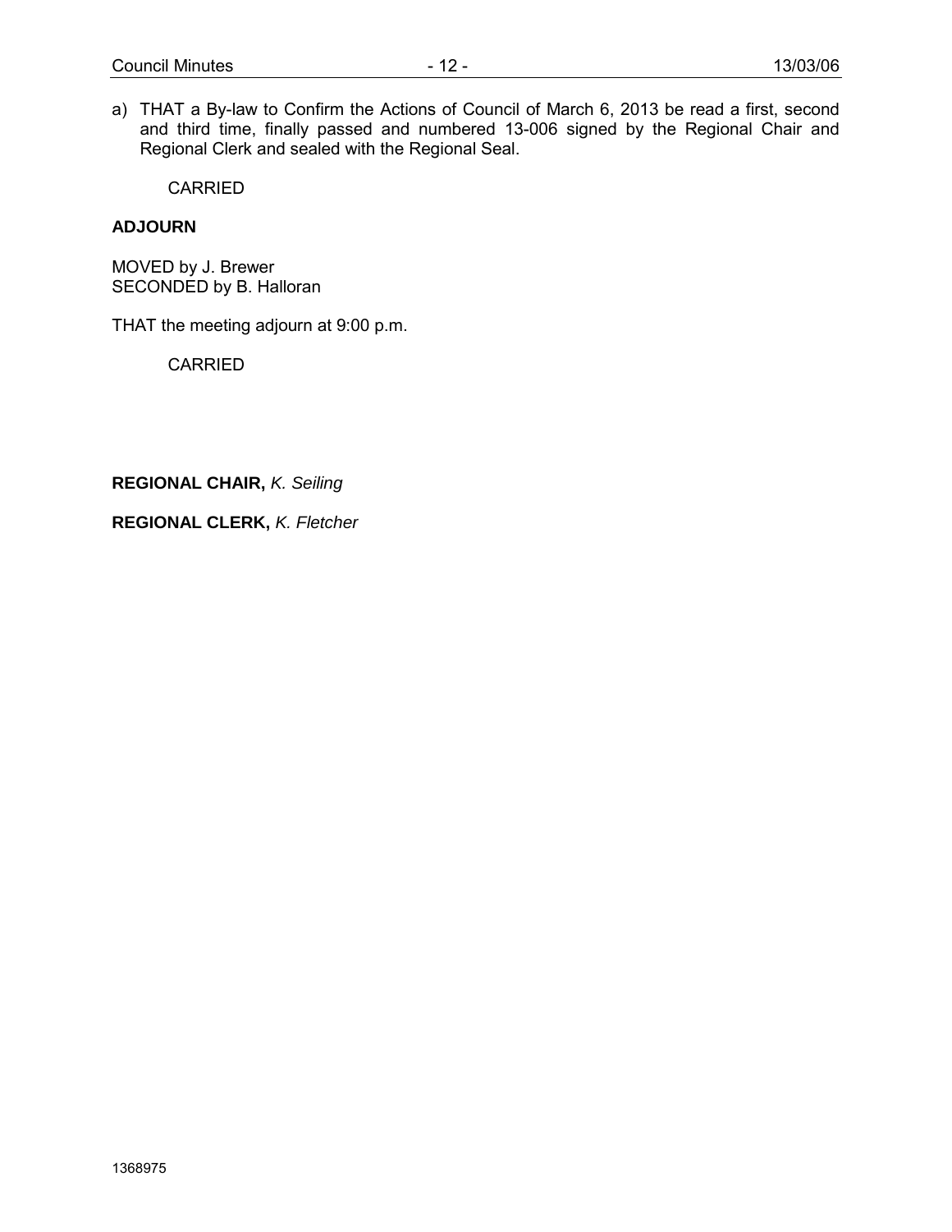a) THAT a By-law to Confirm the Actions of Council of March 6, 2013 be read a first, second and third time, finally passed and numbered 13-006 signed by the Regional Chair and Regional Clerk and sealed with the Regional Seal.

CARRIED

**ADJOURN**

MOVED by J. Brewer
SECONDED by B. Halloran

THAT the meeting adjourn at 9:00 p.m.

CARRIED

**REGIONAL CHAIR,** *K. Seiling*

**REGIONAL CLERK,** *K. Fletcher*

1368975